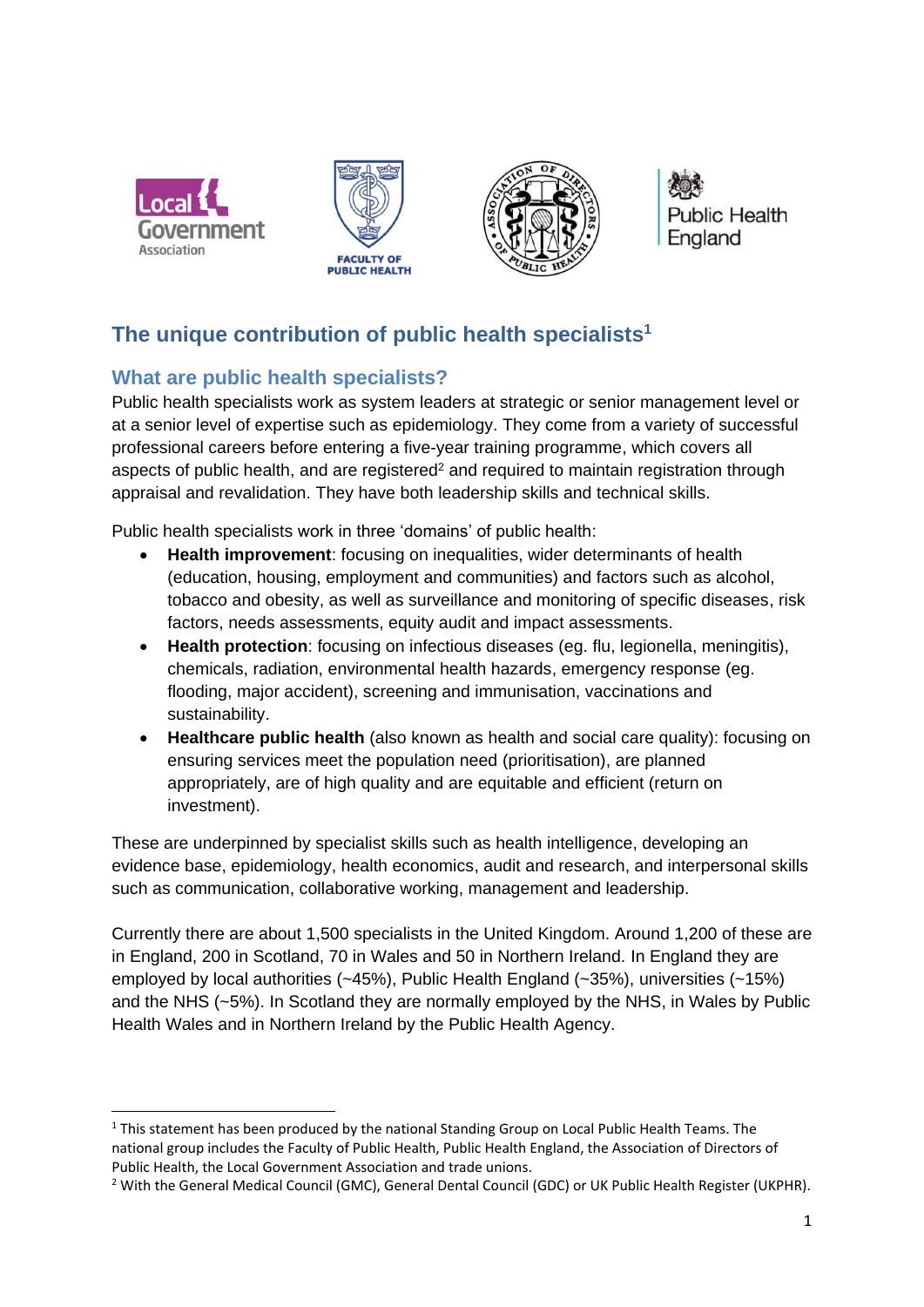# The unique contribution of public health specialists[1]

## What are public health specialists?

Public health specialists work as system leaders at strategic or senior management level or at a senior level of expertise such as epidemiology. They come from a variety of successful professional careers before entering a five-year training programme, which covers all aspects of public health, and are registered[2] and required to maintain registration through appraisal and revalidation. They have both leadership skills and technical skills.

Public health specialists work in three 'domains' of public health:

- **Health improvement**: focusing on inequalities, wider determinants of health (education, housing, employment and communities) and factors such as alcohol, tobacco and obesity, as well as surveillance and monitoring of specific diseases, risk factors, needs assessments, equity audit and impact assessments.
- **Health protection**: focusing on infectious diseases (eg. flu, legionella, meningitis), chemicals, radiation, environmental health hazards, emergency response (eg. flooding, major accident), screening and immunisation, vaccinations and sustainability.
- **Healthcare public health** (also known as health and social care quality): focusing on ensuring services meet the population need (prioritisation), are planned appropriately, are of high quality and are equitable and efficient (return on investment).

These are underpinned by specialist skills such as health intelligence, developing an evidence base, epidemiology, health economics, audit and research, and interpersonal skills such as communication, collaborative working, management and leadership.

Currently there are about 1,500 specialists in the United Kingdom. Around 1,200 of these are in England, 200 in Scotland, 70 in Wales and 50 in Northern Ireland. In England they are employed by local authorities (~45%), Public Health England (~35%), universities (~15%) and the NHS (~5%). In Scotland they are normally employed by the NHS, in Wales by Public Health Wales and in Northern Ireland by the Public Health Agency.

---

[1] This statement has been produced by the national Standing Group on Local Public Health Teams. The national group includes the Faculty of Public Health, Public Health England, the Association of Directors of Public Health, the Local Government Association and trade unions.

[2] With the General Medical Council (GMC), General Dental Council (GDC) or UK Public Health Register (UKPHR).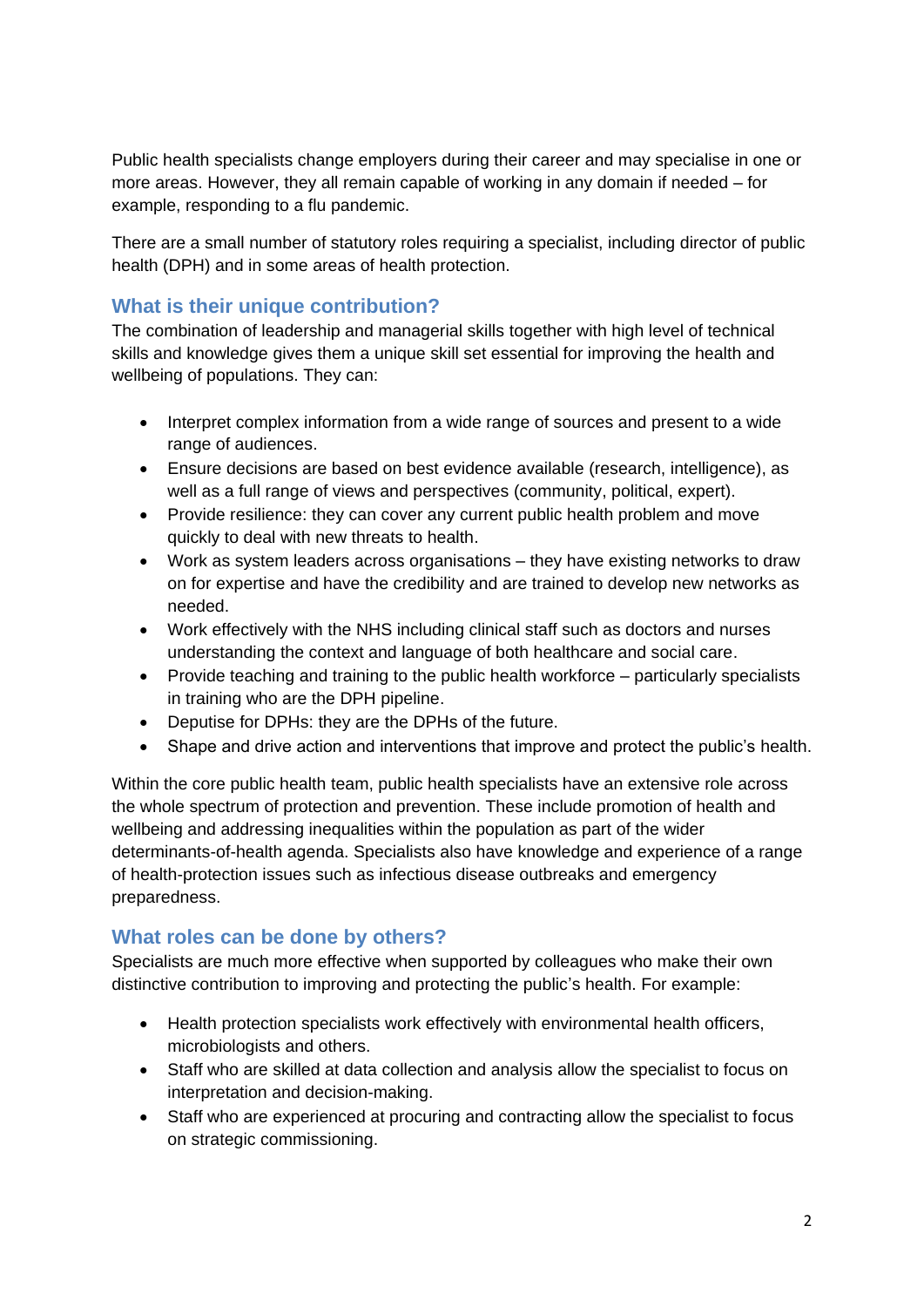Public health specialists change employers during their career and may specialise in one or more areas. However, they all remain capable of working in any domain if needed – for example, responding to a flu pandemic.

There are a small number of statutory roles requiring a specialist, including director of public health (DPH) and in some areas of health protection.

## What is their unique contribution?

The combination of leadership and managerial skills together with high level of technical skills and knowledge gives them a unique skill set essential for improving the health and wellbeing of populations. They can:

- Interpret complex information from a wide range of sources and present to a wide range of audiences.
- Ensure decisions are based on best evidence available (research, intelligence), as well as a full range of views and perspectives (community, political, expert).
- Provide resilience: they can cover any current public health problem and move quickly to deal with new threats to health.
- Work as system leaders across organisations – they have existing networks to draw on for expertise and have the credibility and are trained to develop new networks as needed.
- Work effectively with the NHS including clinical staff such as doctors and nurses understanding the context and language of both healthcare and social care.
- Provide teaching and training to the public health workforce – particularly specialists in training who are the DPH pipeline.
- Deputise for DPHs: they are the DPHs of the future.
- Shape and drive action and interventions that improve and protect the public's health.

Within the core public health team, public health specialists have an extensive role across the whole spectrum of protection and prevention. These include promotion of health and wellbeing and addressing inequalities within the population as part of the wider determinants-of-health agenda. Specialists also have knowledge and experience of a range of health-protection issues such as infectious disease outbreaks and emergency preparedness.

## What roles can be done by others?

Specialists are much more effective when supported by colleagues who make their own distinctive contribution to improving and protecting the public's health. For example:

- Health protection specialists work effectively with environmental health officers, microbiologists and others.
- Staff who are skilled at data collection and analysis allow the specialist to focus on interpretation and decision-making.
- Staff who are experienced at procuring and contracting allow the specialist to focus on strategic commissioning.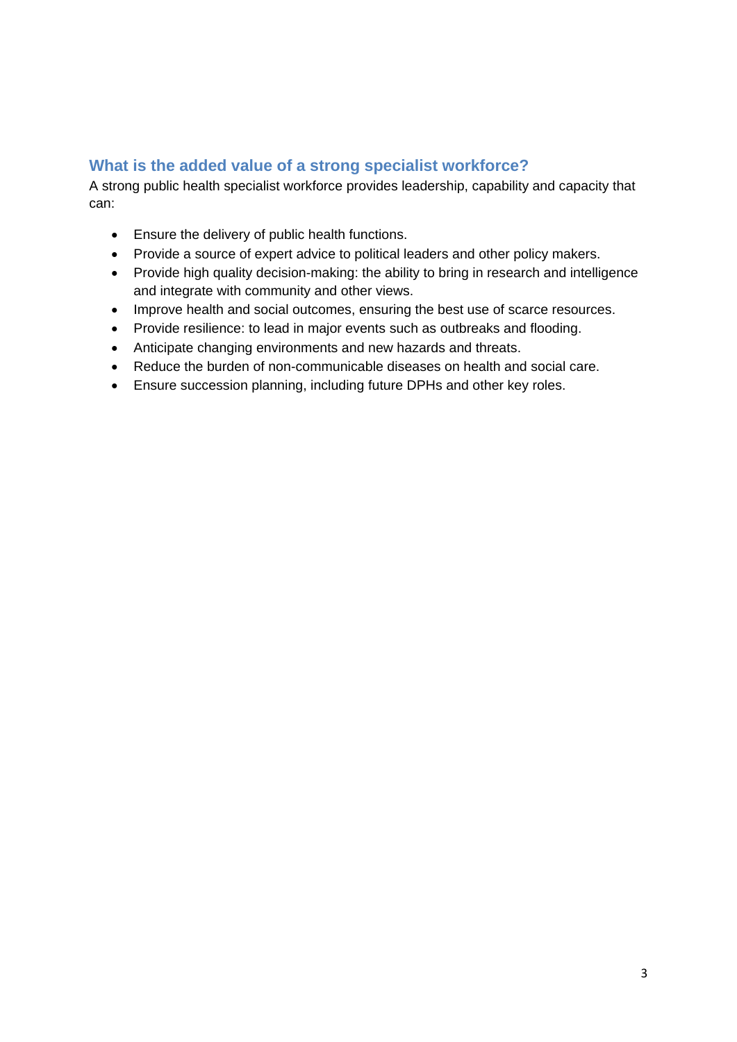## What is the added value of a strong specialist workforce?

A strong public health specialist workforce provides leadership, capability and capacity that can:

- Ensure the delivery of public health functions.
- Provide a source of expert advice to political leaders and other policy makers.
- Provide high quality decision-making: the ability to bring in research and intelligence and integrate with community and other views.
- Improve health and social outcomes, ensuring the best use of scarce resources.
- Provide resilience: to lead in major events such as outbreaks and flooding.
- Anticipate changing environments and new hazards and threats.
- Reduce the burden of non-communicable diseases on health and social care.
- Ensure succession planning, including future DPHs and other key roles.